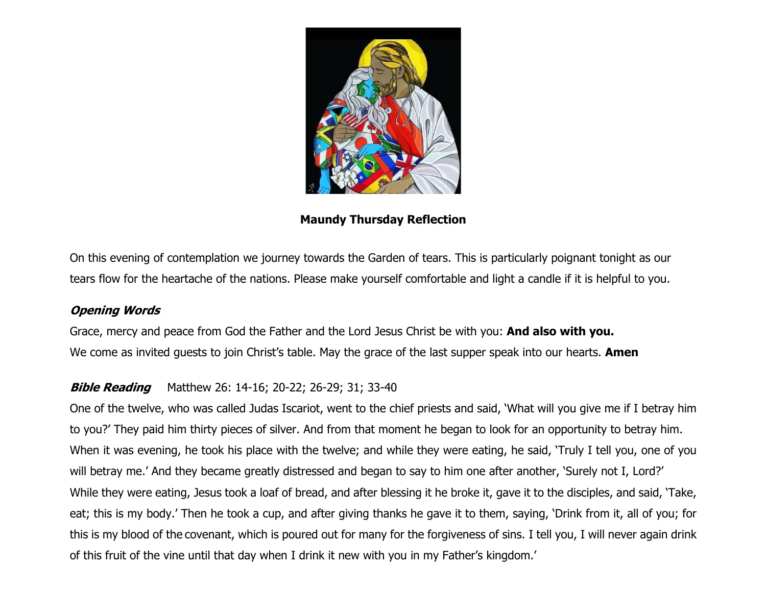**Maundy Thursday Reflection**

On this evening of contemplation we journey towards the Garden of tears. This is particularly poignant tonight as our tears flow for the heartache of the nations. Please make yourself comfortable and light a candle if it is helpful to you.

***Opening Words***

Grace, mercy and peace from God the Father and the Lord Jesus Christ be with you: **And also with you.**
We come as invited guests to join Christ's table. May the grace of the last supper speak into our hearts. **Amen**

***Bible Reading*** Matthew 26: 14-16; 20-22; 26-29; 31; 33-40

One of the twelve, who was called Judas Iscariot, went to the chief priests and said, 'What will you give me if I betray him to you?' They paid him thirty pieces of silver. And from that moment he began to look for an opportunity to betray him. When it was evening, he took his place with the twelve; and while they were eating, he said, 'Truly I tell you, one of you will betray me.' And they became greatly distressed and began to say to him one after another, 'Surely not I, Lord?' While they were eating, Jesus took a loaf of bread, and after blessing it he broke it, gave it to the disciples, and said, 'Take, eat; this is my body.' Then he took a cup, and after giving thanks he gave it to them, saying, 'Drink from it, all of you; for this is my blood of the covenant, which is poured out for many for the forgiveness of sins. I tell you, I will never again drink of this fruit of the vine until that day when I drink it new with you in my Father's kingdom.'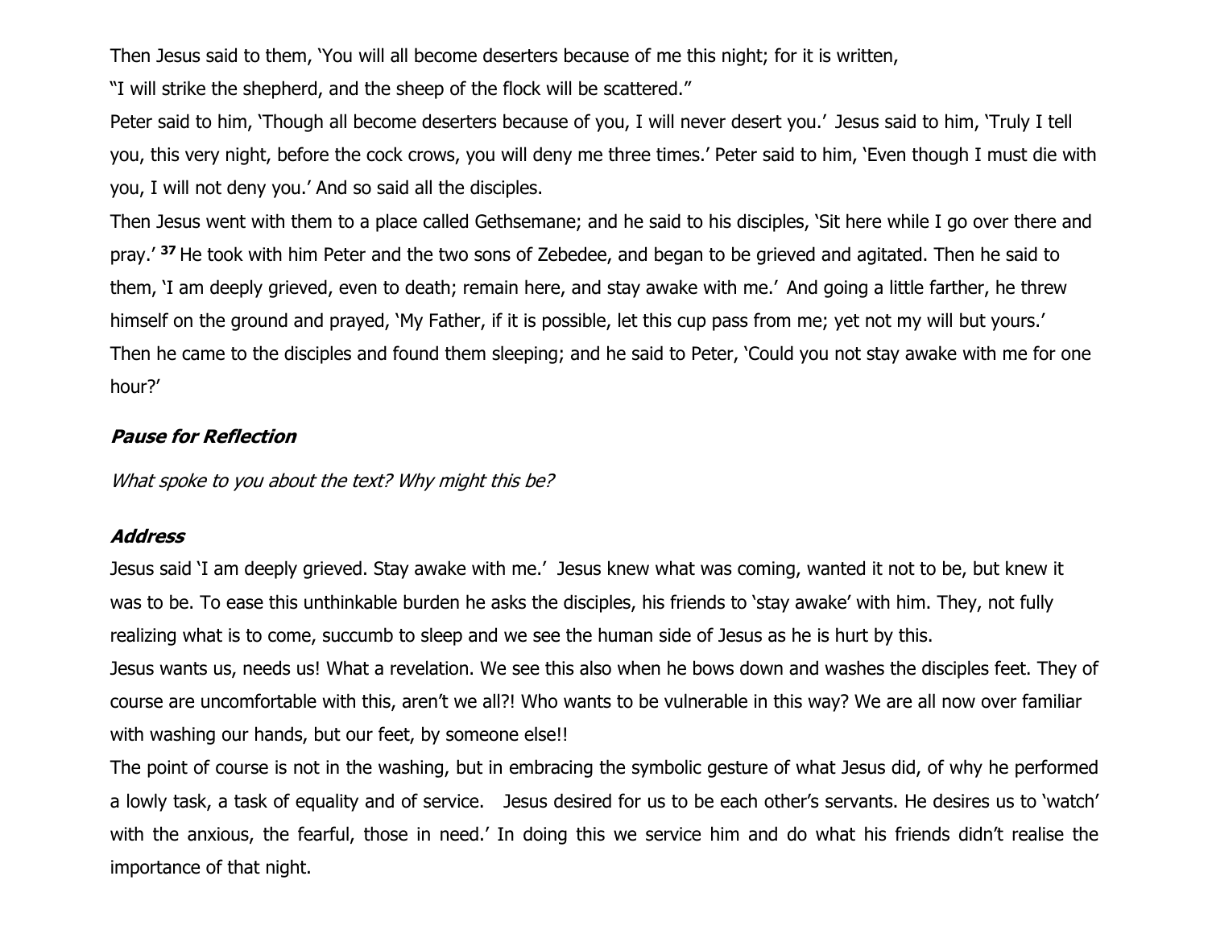Then Jesus said to them, 'You will all become deserters because of me this night; for it is written,

"I will strike the shepherd, and the sheep of the flock will be scattered."

Peter said to him, 'Though all become deserters because of you, I will never desert you.' Jesus said to him, 'Truly I tell you, this very night, before the cock crows, you will deny me three times.' Peter said to him, 'Even though I must die with you, I will not deny you.' And so said all the disciples.

Then Jesus went with them to a place called Gethsemane; and he said to his disciples, 'Sit here while I go over there and pray.' **37** He took with him Peter and the two sons of Zebedee, and began to be grieved and agitated. Then he said to them, 'I am deeply grieved, even to death; remain here, and stay awake with me.' And going a little farther, he threw himself on the ground and prayed, 'My Father, if it is possible, let this cup pass from me; yet not my will but yours.' Then he came to the disciples and found them sleeping; and he said to Peter, 'Could you not stay awake with me for one hour?'

***Pause for Reflection***

*What spoke to you about the text? Why might this be?*

***Address***

Jesus said 'I am deeply grieved. Stay awake with me.' Jesus knew what was coming, wanted it not to be, but knew it was to be. To ease this unthinkable burden he asks the disciples, his friends to 'stay awake' with him. They, not fully realizing what is to come, succumb to sleep and we see the human side of Jesus as he is hurt by this.

Jesus wants us, needs us! What a revelation. We see this also when he bows down and washes the disciples feet. They of course are uncomfortable with this, aren't we all?! Who wants to be vulnerable in this way? We are all now over familiar with washing our hands, but our feet, by someone else!!

The point of course is not in the washing, but in embracing the symbolic gesture of what Jesus did, of why he performed a lowly task, a task of equality and of service. Jesus desired for us to be each other's servants. He desires us to 'watch' with the anxious, the fearful, those in need.' In doing this we service him and do what his friends didn't realise the importance of that night.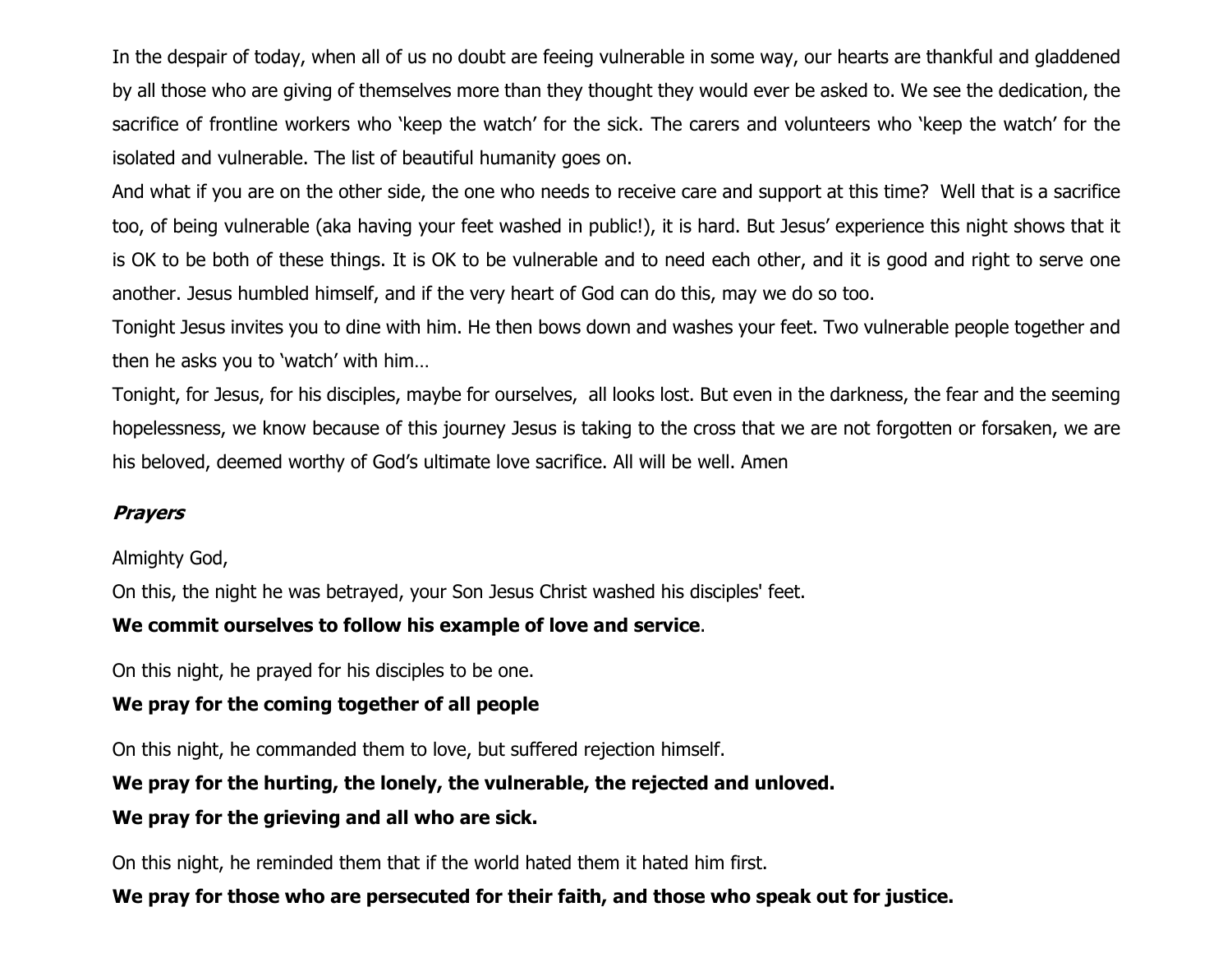In the despair of today, when all of us no doubt are feeing vulnerable in some way, our hearts are thankful and gladdened by all those who are giving of themselves more than they thought they would ever be asked to. We see the dedication, the sacrifice of frontline workers who 'keep the watch' for the sick. The carers and volunteers who 'keep the watch' for the isolated and vulnerable. The list of beautiful humanity goes on.

And what if you are on the other side, the one who needs to receive care and support at this time? Well that is a sacrifice too, of being vulnerable (aka having your feet washed in public!), it is hard. But Jesus' experience this night shows that it is OK to be both of these things. It is OK to be vulnerable and to need each other, and it is good and right to serve one another. Jesus humbled himself, and if the very heart of God can do this, may we do so too.

Tonight Jesus invites you to dine with him. He then bows down and washes your feet. Two vulnerable people together and then he asks you to 'watch' with him…

Tonight, for Jesus, for his disciples, maybe for ourselves, all looks lost. But even in the darkness, the fear and the seeming hopelessness, we know because of this journey Jesus is taking to the cross that we are not forgotten or forsaken, we are his beloved, deemed worthy of God's ultimate love sacrifice. All will be well. Amen

***Prayers***

Almighty God,

On this, the night he was betrayed, your Son Jesus Christ washed his disciples' feet.

**We commit ourselves to follow his example of love and service**.

On this night, he prayed for his disciples to be one.

**We pray for the coming together of all people**

On this night, he commanded them to love, but suffered rejection himself.

**We pray for the hurting, the lonely, the vulnerable, the rejected and unloved.**

**We pray for the grieving and all who are sick.**

On this night, he reminded them that if the world hated them it hated him first.

**We pray for those who are persecuted for their faith, and those who speak out for justice.**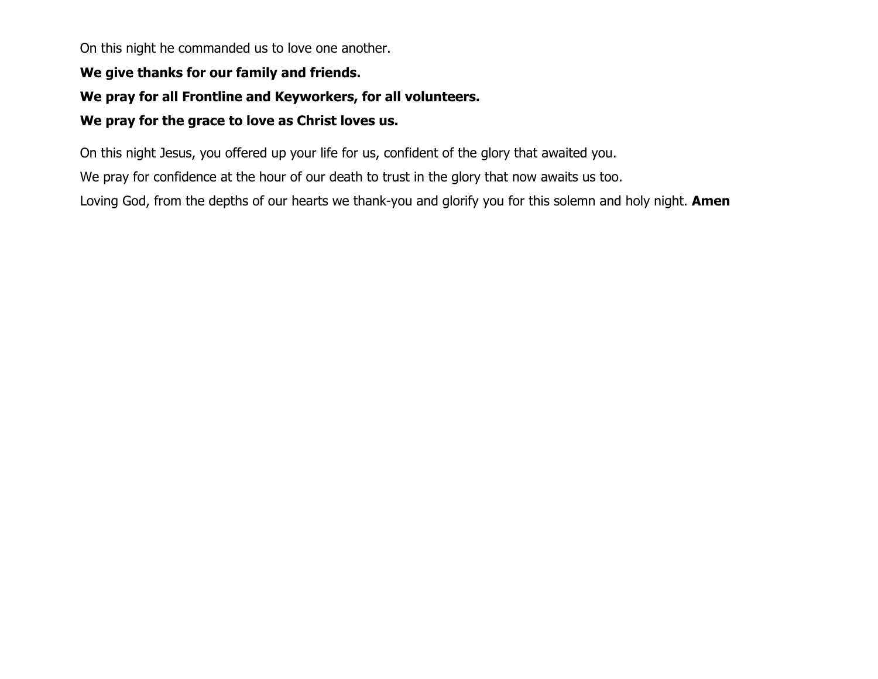On this night he commanded us to love one another.

**We give thanks for our family and friends.**

**We pray for all Frontline and Keyworkers, for all volunteers.**

**We pray for the grace to love as Christ loves us.**

On this night Jesus, you offered up your life for us, confident of the glory that awaited you.

We pray for confidence at the hour of our death to trust in the glory that now awaits us too.

Loving God, from the depths of our hearts we thank-you and glorify you for this solemn and holy night. **Amen**